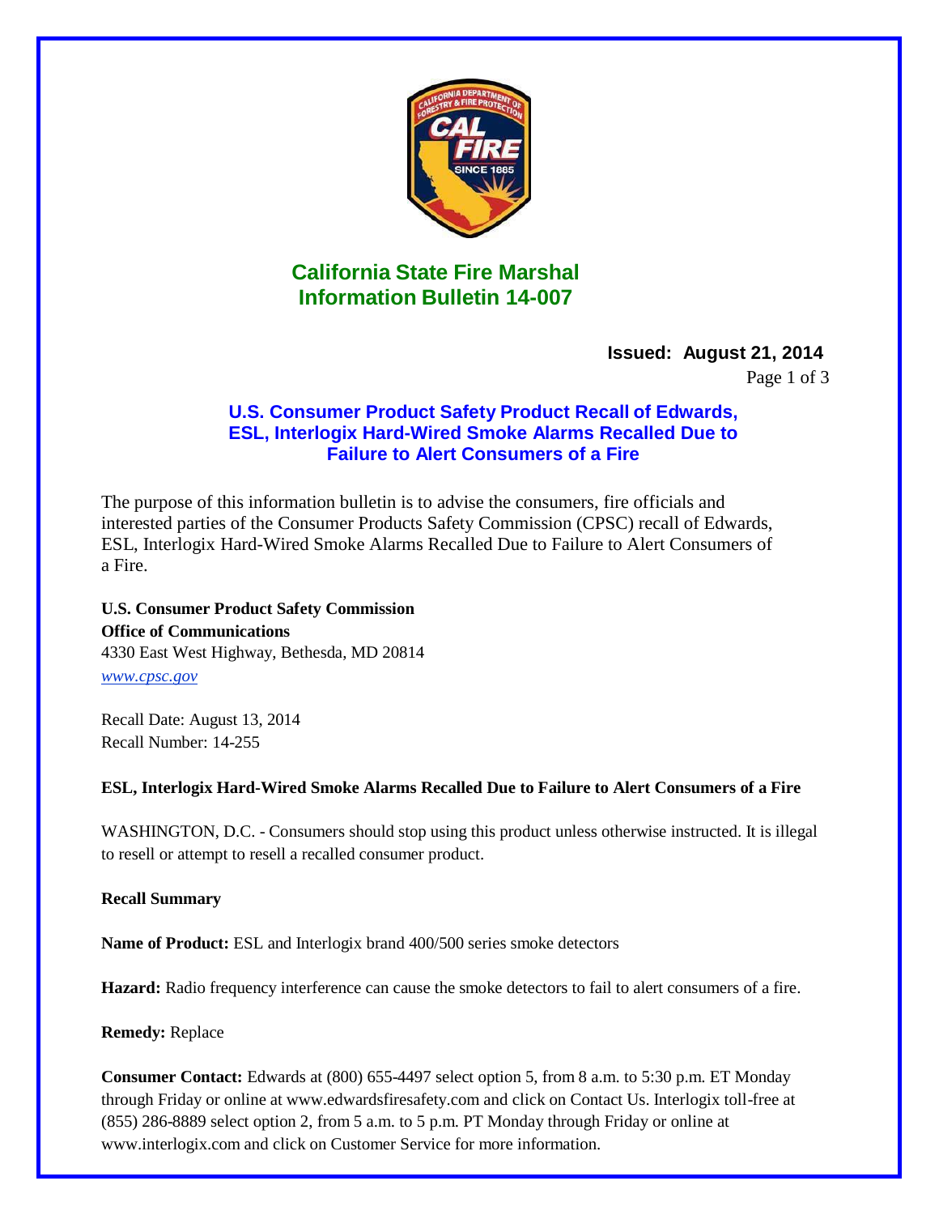# California State Fire Marshal
# Information Bulletin 14-007

**Issued: August 21, 2014**

## U.S. Consumer Product Safety Product Recall of Edwards, ESL, Interlogix Hard-Wired Smoke Alarms Recalled Due to Failure to Alert Consumers of a Fire

The purpose of this information bulletin is to advise the consumers, fire officials and interested parties of the Consumer Products Safety Commission (CPSC) recall of Edwards, ESL, Interlogix Hard-Wired Smoke Alarms Recalled Due to Failure to Alert Consumers of a Fire.

**U.S. Consumer Product Safety Commission**
**Office of Communications**
4330 East West Highway, Bethesda, MD 20814
*www.cpsc.gov*

Recall Date: August 13, 2014
Recall Number: 14-255

**ESL, Interlogix Hard-Wired Smoke Alarms Recalled Due to Failure to Alert Consumers of a Fire**

WASHINGTON, D.C. - Consumers should stop using this product unless otherwise instructed. It is illegal to resell or attempt to resell a recalled consumer product.

**Recall Summary**

**Name of Product:** ESL and Interlogix brand 400/500 series smoke detectors

**Hazard:** Radio frequency interference can cause the smoke detectors to fail to alert consumers of a fire.

**Remedy:** Replace

**Consumer Contact:** Edwards at (800) 655-4497 select option 5, from 8 a.m. to 5:30 p.m. ET Monday through Friday or online at www.edwardsfiresafety.com and click on Contact Us. Interlogix toll-free at (855) 286-8889 select option 2, from 5 a.m. to 5 p.m. PT Monday through Friday or online at www.interlogix.com and click on Customer Service for more information.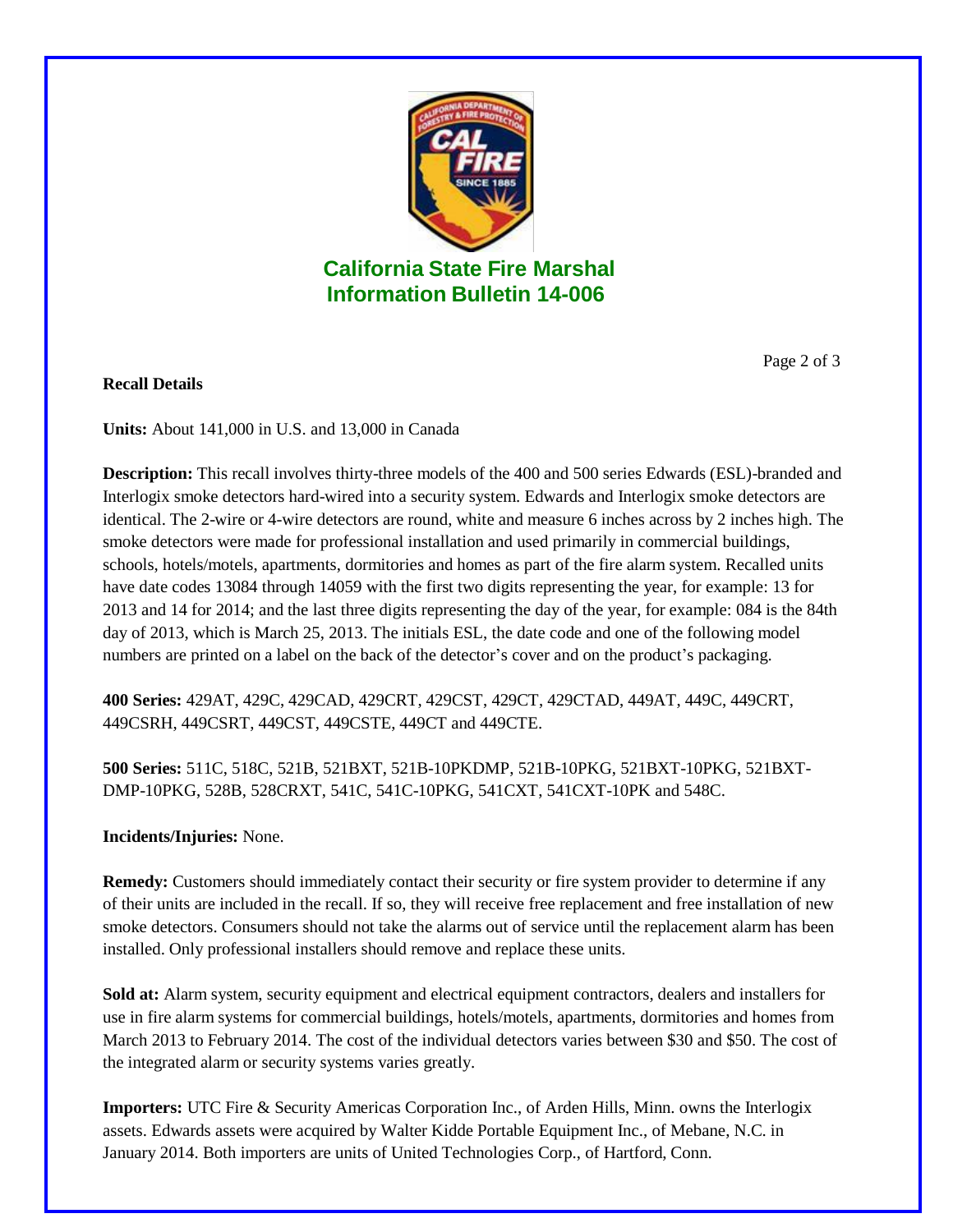# California State Fire Marshal
## Information Bulletin 14-006

**Recall Details**

**Units:** About 141,000 in U.S. and 13,000 in Canada

**Description:** This recall involves thirty-three models of the 400 and 500 series Edwards (ESL)-branded and Interlogix smoke detectors hard-wired into a security system. Edwards and Interlogix smoke detectors are identical. The 2-wire or 4-wire detectors are round, white and measure 6 inches across by 2 inches high. The smoke detectors were made for professional installation and used primarily in commercial buildings, schools, hotels/motels, apartments, dormitories and homes as part of the fire alarm system. Recalled units have date codes 13084 through 14059 with the first two digits representing the year, for example: 13 for 2013 and 14 for 2014; and the last three digits representing the day of the year, for example: 084 is the 84th day of 2013, which is March 25, 2013. The initials ESL, the date code and one of the following model numbers are printed on a label on the back of the detector's cover and on the product's packaging.

**400 Series:** 429AT, 429C, 429CAD, 429CRT, 429CST, 429CT, 429CTAD, 449AT, 449C, 449CRT, 449CSRH, 449CSRT, 449CST, 449CSTE, 449CT and 449CTE.

**500 Series:** 511C, 518C, 521B, 521BXT, 521B-10PKDMP, 521B-10PKG, 521BXT-10PKG, 521BXT-DMP-10PKG, 528B, 528CRXT, 541C, 541C-10PKG, 541CXT, 541CXT-10PK and 548C.

**Incidents/Injuries:** None.

**Remedy:** Customers should immediately contact their security or fire system provider to determine if any of their units are included in the recall. If so, they will receive free replacement and free installation of new smoke detectors. Consumers should not take the alarms out of service until the replacement alarm has been installed. Only professional installers should remove and replace these units.

**Sold at:** Alarm system, security equipment and electrical equipment contractors, dealers and installers for use in fire alarm systems for commercial buildings, hotels/motels, apartments, dormitories and homes from March 2013 to February 2014. The cost of the individual detectors varies between $30 and $50. The cost of the integrated alarm or security systems varies greatly.

**Importers:** UTC Fire & Security Americas Corporation Inc., of Arden Hills, Minn. owns the Interlogix assets. Edwards assets were acquired by Walter Kidde Portable Equipment Inc., of Mebane, N.C. in January 2014. Both importers are units of United Technologies Corp., of Hartford, Conn.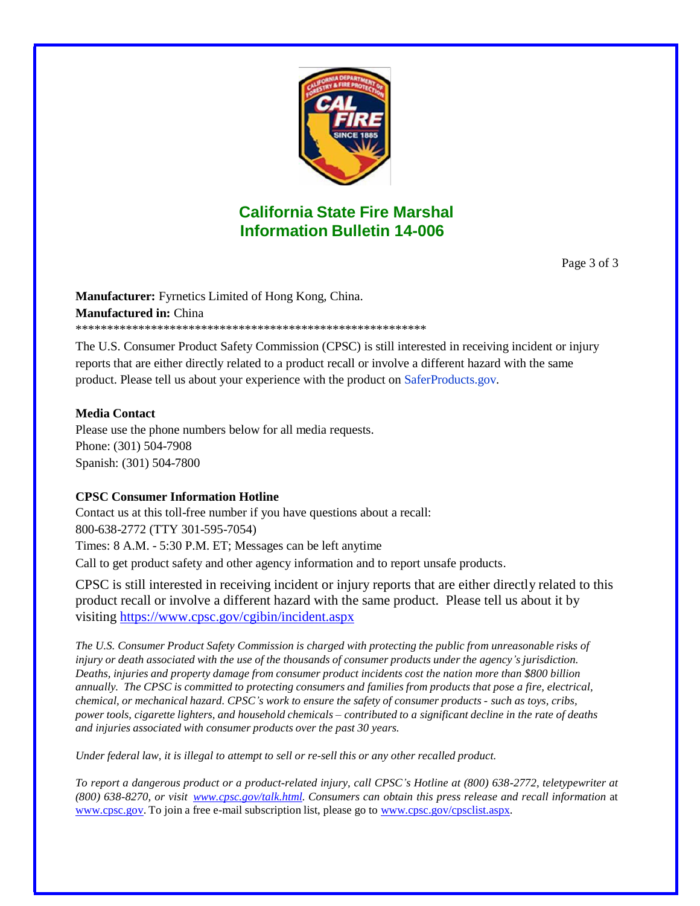# California State Fire Marshal Information Bulletin 14-006

**Manufacturer:** Fyrnetics Limited of Hong Kong, China.
**Manufactured in:** China

*********************************************************

The U.S. Consumer Product Safety Commission (CPSC) is still interested in receiving incident or injury reports that are either directly related to a product recall or involve a different hazard with the same product. Please tell us about your experience with the product on SaferProducts.gov.

**Media Contact**

Please use the phone numbers below for all media requests.
Phone: (301) 504-7908
Spanish: (301) 504-7800

**CPSC Consumer Information Hotline**

Contact us at this toll-free number if you have questions about a recall:
800-638-2772 (TTY 301-595-7054)
Times: 8 A.M. - 5:30 P.M. ET; Messages can be left anytime
Call to get product safety and other agency information and to report unsafe products.

CPSC is still interested in receiving incident or injury reports that are either directly related to this product recall or involve a different hazard with the same product. Please tell us about it by visiting https://www.cpsc.gov/cgibin/incident.aspx

*The U.S. Consumer Product Safety Commission is charged with protecting the public from unreasonable risks of injury or death associated with the use of the thousands of consumer products under the agency's jurisdiction. Deaths, injuries and property damage from consumer product incidents cost the nation more than $800 billion annually. The CPSC is committed to protecting consumers and families from products that pose a fire, electrical, chemical, or mechanical hazard. CPSC's work to ensure the safety of consumer products - such as toys, cribs, power tools, cigarette lighters, and household chemicals – contributed to a significant decline in the rate of deaths and injuries associated with consumer products over the past 30 years.*

*Under federal law, it is illegal to attempt to sell or re-sell this or any other recalled product.*

*To report a dangerous product or a product-related injury, call CPSC's Hotline at (800) 638-2772, teletypewriter at (800) 638-8270, or visit www.cpsc.gov/talk.html. Consumers can obtain this press release and recall information* at www.cpsc.gov. To join a free e-mail subscription list, please go to www.cpsc.gov/cpsclist.aspx.